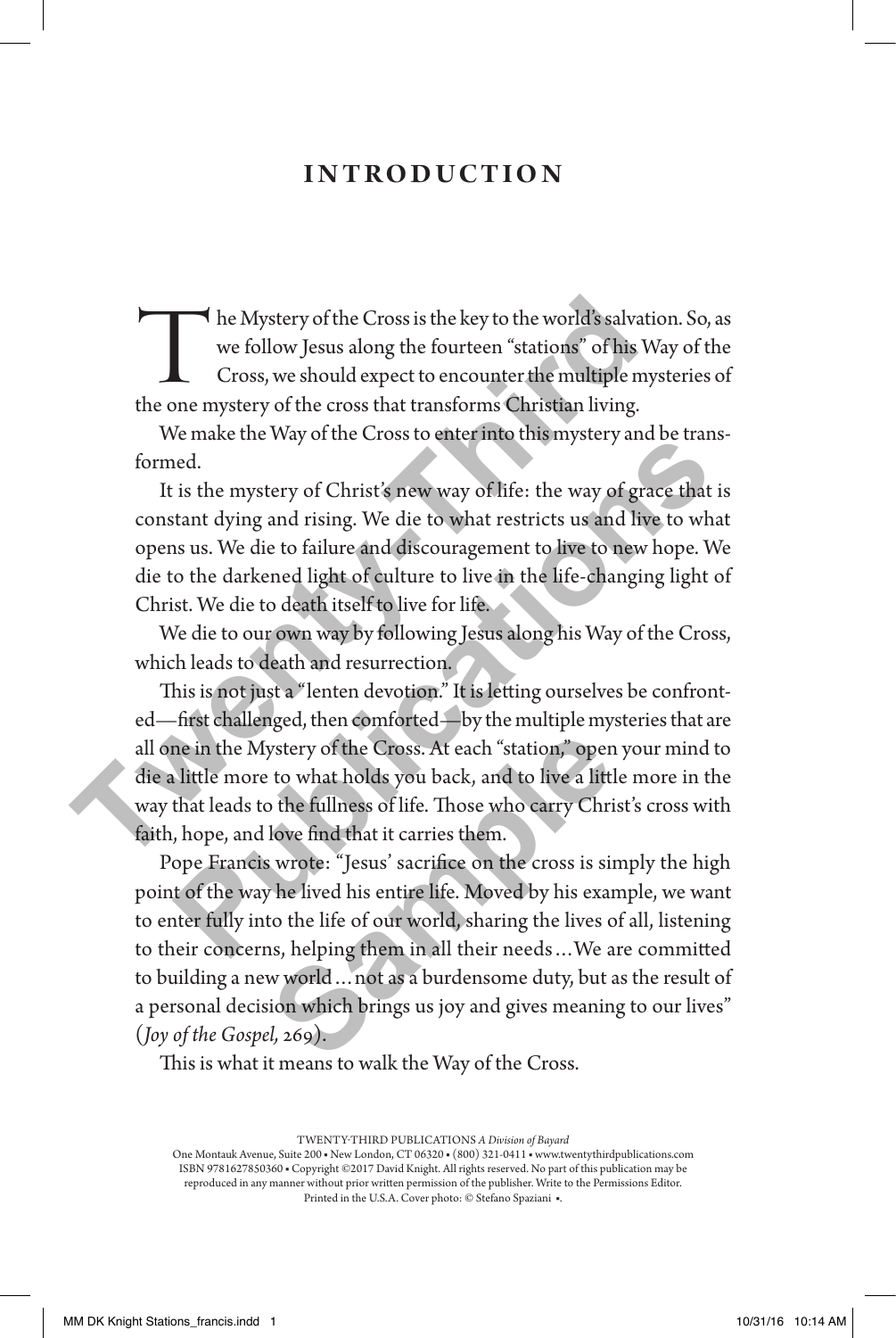# INTRODUCTION

The Mystery of the Cross is the key to the world's salvation. So, as we follow Jesus along the fourteen "stations" of his Way of the Cross, we should expect to encounter the multiple mysteries of the one mystery of the cross that transforms Christian living.

We make the Way of the Cross to enter into this mystery and be transformed.

It is the mystery of Christ's new way of life: the way of grace that is constant dying and rising. We die to what restricts us and live to what opens us. We die to failure and discouragement to live to new hope. We die to the darkened light of culture to live in the life-changing light of Christ. We die to death itself to live for life.

We die to our own way by following Jesus along his Way of the Cross, which leads to death and resurrection.

This is not just a "lenten devotion." It is letting ourselves be confronted—first challenged, then comforted—by the multiple mysteries that are all one in the Mystery of the Cross. At each "station," open your mind to die a little more to what holds you back, and to live a little more in the way that leads to the fullness of life. Those who carry Christ's cross with faith, hope, and love find that it carries them.

Pope Francis wrote: "Jesus' sacrifice on the cross is simply the high point of the way he lived his entire life. Moved by his example, we want to enter fully into the life of our world, sharing the lives of all, listening to their concerns, helping them in all their needs…We are committed to building a new world…not as a burdensome duty, but as the result of a personal decision which brings us joy and gives meaning to our lives" (*Joy of the Gospel,* 269).

This is what it means to walk the Way of the Cross.

TWENTY-THIRD PUBLICATIONS *A Division of Bayard*
One Montauk Avenue, Suite 200 • New London, CT 06320 • (800) 321-0411 • www.twentythirdpublications.com
ISBN 9781627850360 • Copyright ©2017 David Knight. All rights reserved. No part of this publication may be reproduced in any manner without prior written permission of the publisher. Write to the Permissions Editor.
Printed in the U.S.A. Cover photo: © Stefano Spaziani •.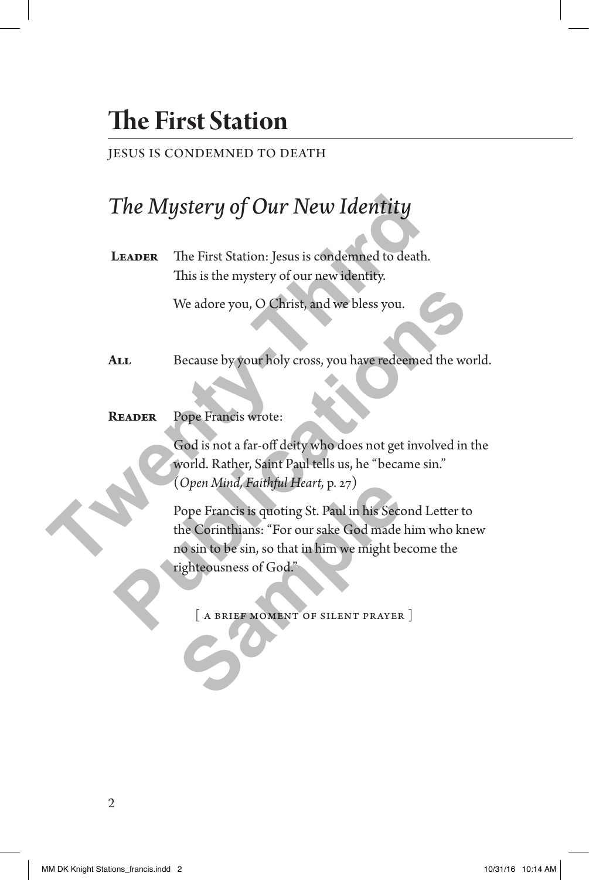# The First Station

JESUS IS CONDEMNED TO DEATH

## *The Mystery of Our New Identity*

**LEADER** The First Station: Jesus is condemned to death.
This is the mystery of our new identity.

We adore you, O Christ, and we bless you.

**ALL** Because by your holy cross, you have redeemed the world.

**READER** Pope Francis wrote:

God is not a far-off deity who does not get involved in the world. Rather, Saint Paul tells us, he "became sin." (*Open Mind, Faithful Heart,* p. 27)

Pope Francis is quoting St. Paul in his Second Letter to the Corinthians: "For our sake God made him who knew no sin to be sin, so that in him we might become the righteousness of God."

[ A BRIEF MOMENT OF SILENT PRAYER ]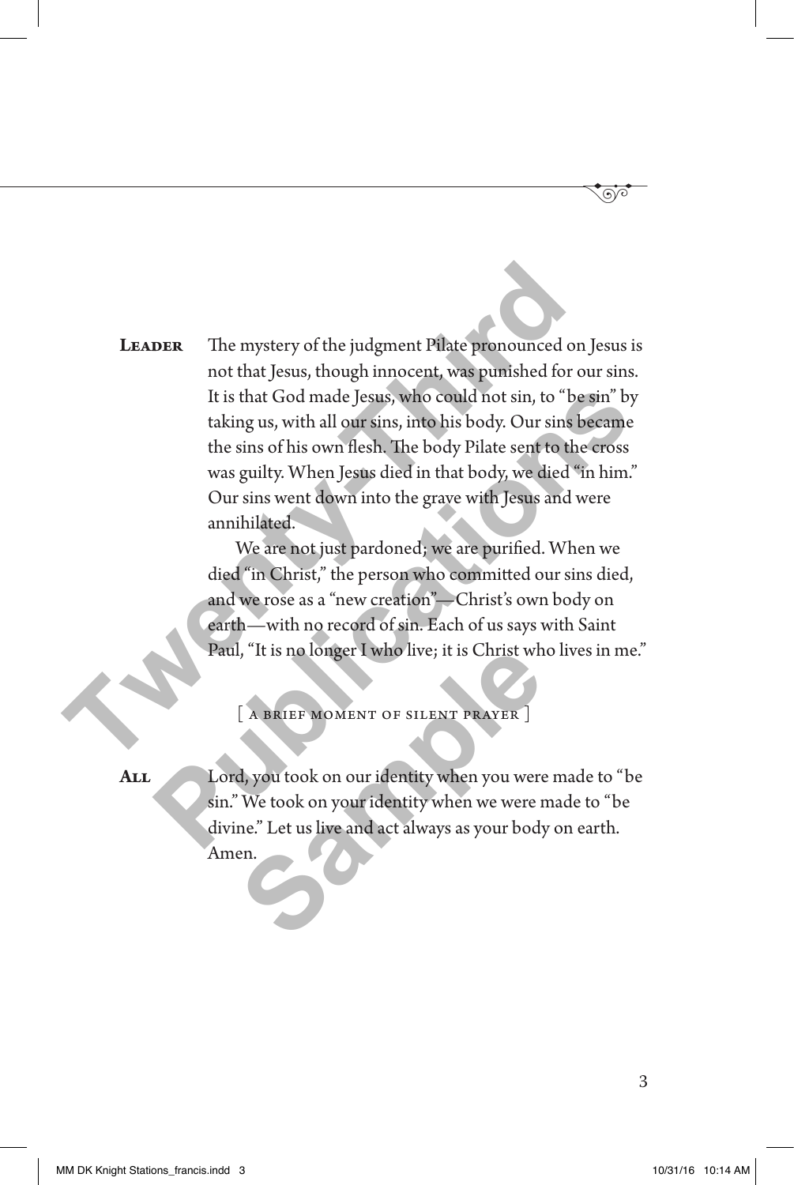**Leader** The mystery of the judgment Pilate pronounced on Jesus is not that Jesus, though innocent, was punished for our sins. It is that God made Jesus, who could not sin, to "be sin" by taking us, with all our sins, into his body. Our sins became the sins of his own flesh. The body Pilate sent to the cross was guilty. When Jesus died in that body, we died "in him." Our sins went down into the grave with Jesus and were annihilated.

We are not just pardoned; we are purified. When we died "in Christ," the person who committed our sins died, and we rose as a "new creation"—Christ's own body on earth—with no record of sin. Each of us says with Saint Paul, "It is no longer I who live; it is Christ who lives in me."

[ a brief moment of silent prayer ]

**All** Lord, you took on our identity when you were made to "be sin." We took on your identity when we were made to "be divine." Let us live and act always as your body on earth. Amen.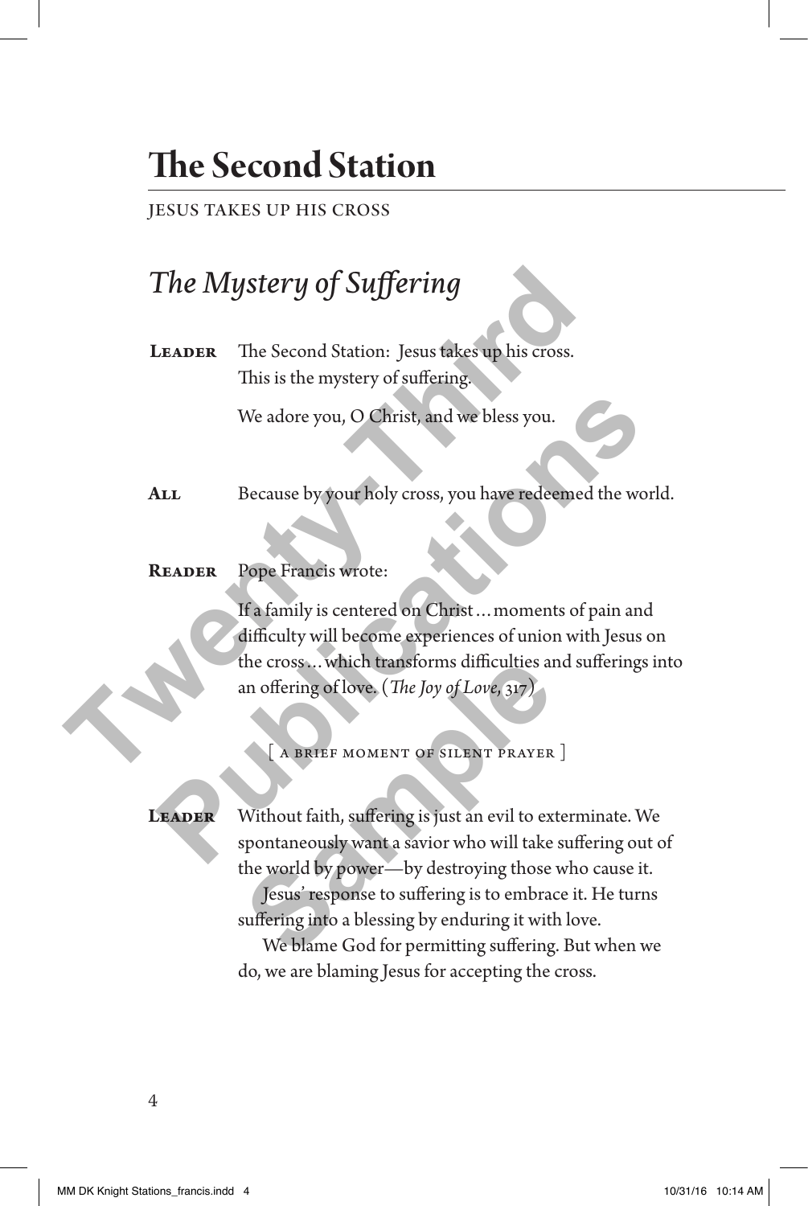# The Second Station

JESUS TAKES UP HIS CROSS

## *The Mystery of Suffering*

**Leader** The Second Station: Jesus takes up his cross. This is the mystery of suffering.

We adore you, O Christ, and we bless you.

**All** Because by your holy cross, you have redeemed the world.

**Reader** Pope Francis wrote:

If a family is centered on Christ … moments of pain and difficulty will become experiences of union with Jesus on the cross … which transforms difficulties and sufferings into an offering of love. (*The Joy of Love*, 317)

[ A BRIEF MOMENT OF SILENT PRAYER ]

**Leader** Without faith, suffering is just an evil to exterminate. We spontaneously want a savior who will take suffering out of the world by power—by destroying those who cause it.

Jesus' response to suffering is to embrace it. He turns suffering into a blessing by enduring it with love.

We blame God for permitting suffering. But when we do, we are blaming Jesus for accepting the cross.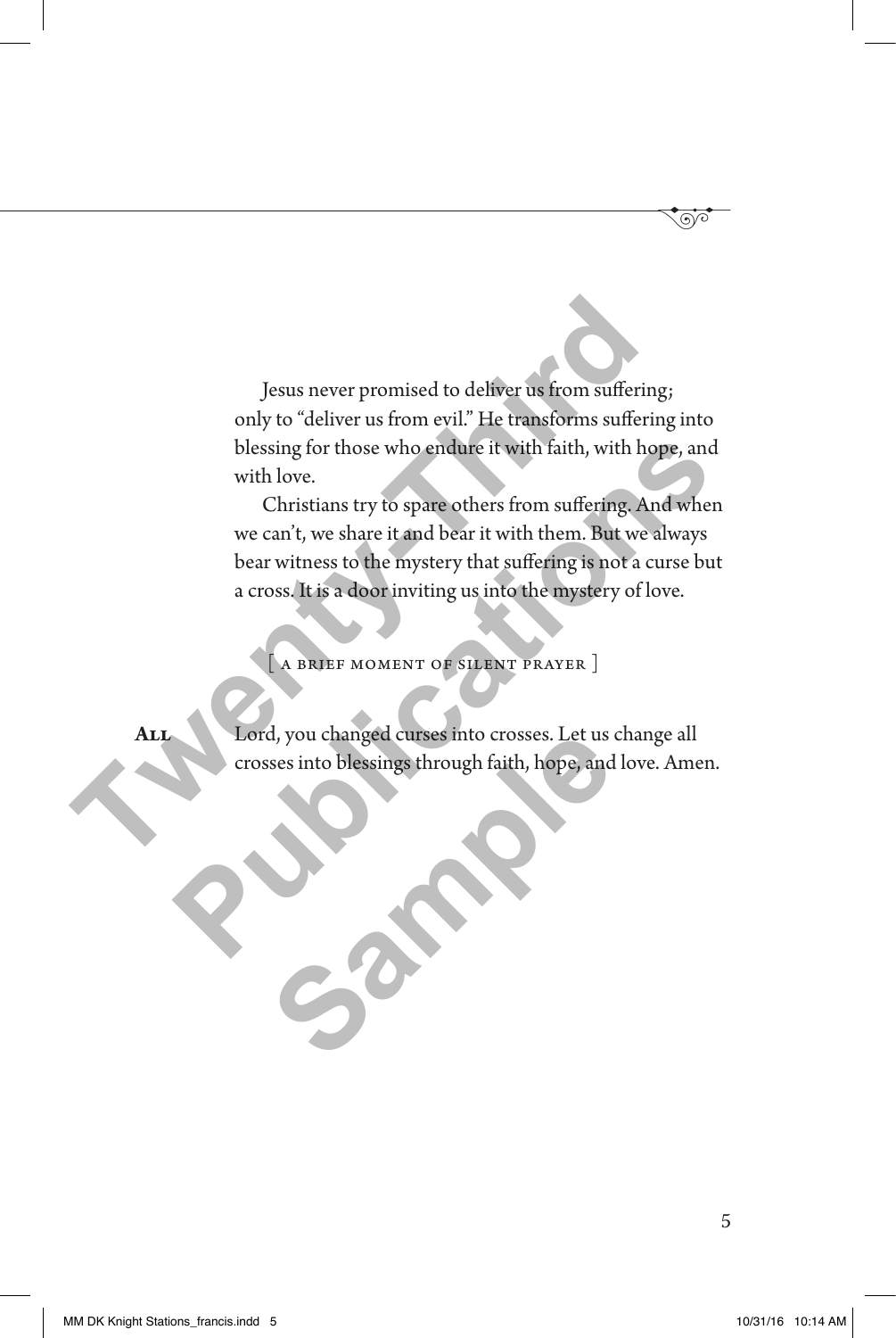Jesus never promised to deliver us from suffering; only to "deliver us from evil." He transforms suffering into blessing for those who endure it with faith, with hope, and with love.

Christians try to spare others from suffering. And when we can't, we share it and bear it with them. But we always bear witness to the mystery that suffering is not a curse but a cross. It is a door inviting us into the mystery of love.

[ A BRIEF MOMENT OF SILENT PRAYER ]

**All** Lord, you changed curses into crosses. Let us change all crosses into blessings through faith, hope, and love. Amen.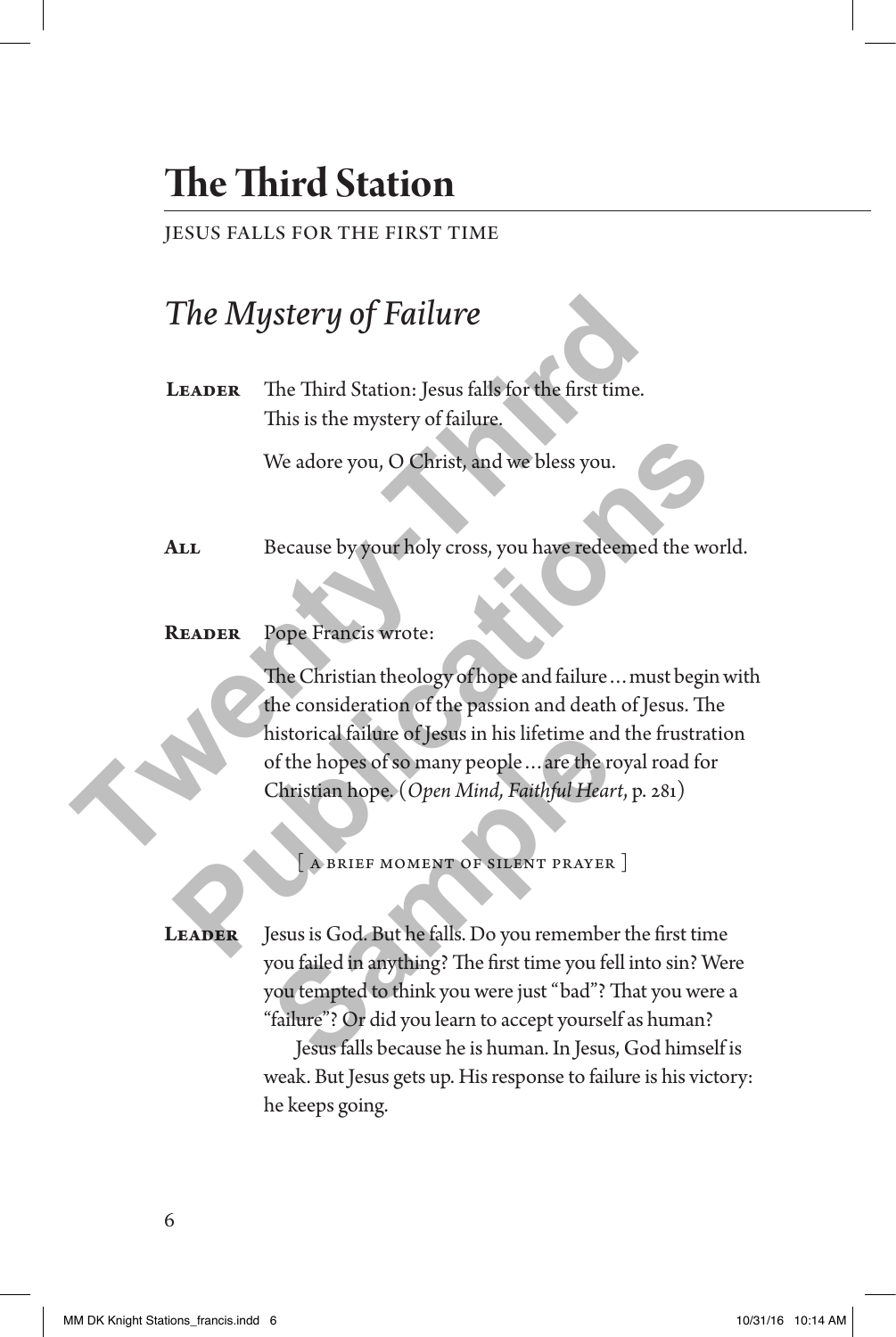# The Third Station

JESUS FALLS FOR THE FIRST TIME

## *The Mystery of Failure*

**Leader** The Third Station: Jesus falls for the first time.
This is the mystery of failure.

We adore you, O Christ, and we bless you.

**All** Because by your holy cross, you have redeemed the world.

**Reader** Pope Francis wrote:

The Christian theology of hope and failure . . . must begin with the consideration of the passion and death of Jesus. The historical failure of Jesus in his lifetime and the frustration of the hopes of so many people . . . are the royal road for Christian hope. (*Open Mind, Faithful Heart*, p. 281)

[ A BRIEF MOMENT OF SILENT PRAYER ]

**Leader** Jesus is God. But he falls. Do you remember the first time you failed in anything? The first time you fell into sin? Were you tempted to think you were just "bad"? That you were a "failure"? Or did you learn to accept yourself as human?

Jesus falls because he is human. In Jesus, God himself is weak. But Jesus gets up. His response to failure is his victory: he keeps going.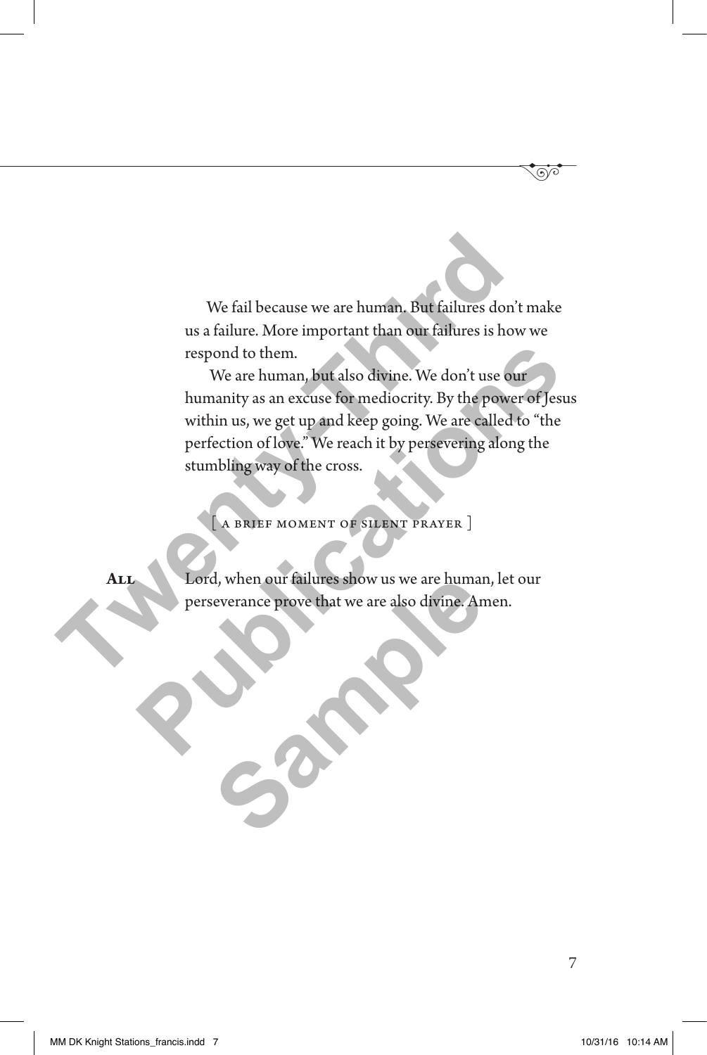We fail because we are human. But failures don't make us a failure. More important than our failures is how we respond to them.

We are human, but also divine. We don't use our humanity as an excuse for mediocrity. By the power of Jesus within us, we get up and keep going. We are called to "the perfection of love." We reach it by persevering along the stumbling way of the cross.

[ A BRIEF MOMENT OF SILENT PRAYER ]

**ALL** Lord, when our failures show us we are human, let our perseverance prove that we are also divine. Amen.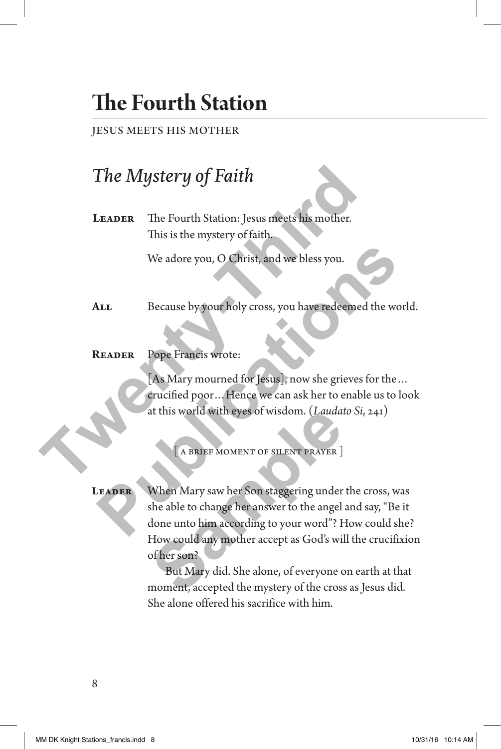# The Fourth Station

JESUS MEETS HIS MOTHER

## *The Mystery of Faith*

**Leader** The Fourth Station: Jesus meets his mother.
This is the mystery of faith.

We adore you, O Christ, and we bless you.

**All** Because by your holy cross, you have redeemed the world.

**Reader** Pope Francis wrote:

[As Mary mourned for Jesus], now she grieves for the… crucified poor… Hence we can ask her to enable us to look at this world with eyes of wisdom. (*Laudato Si*, 241)

[ A BRIEF MOMENT OF SILENT PRAYER ]

**Leader** When Mary saw her Son staggering under the cross, was she able to change her answer to the angel and say, "Be it done unto him according to your word"? How could she? How could any mother accept as God's will the crucifixion of her son?

But Mary did. She alone, of everyone on earth at that moment, accepted the mystery of the cross as Jesus did. She alone offered his sacrifice with him.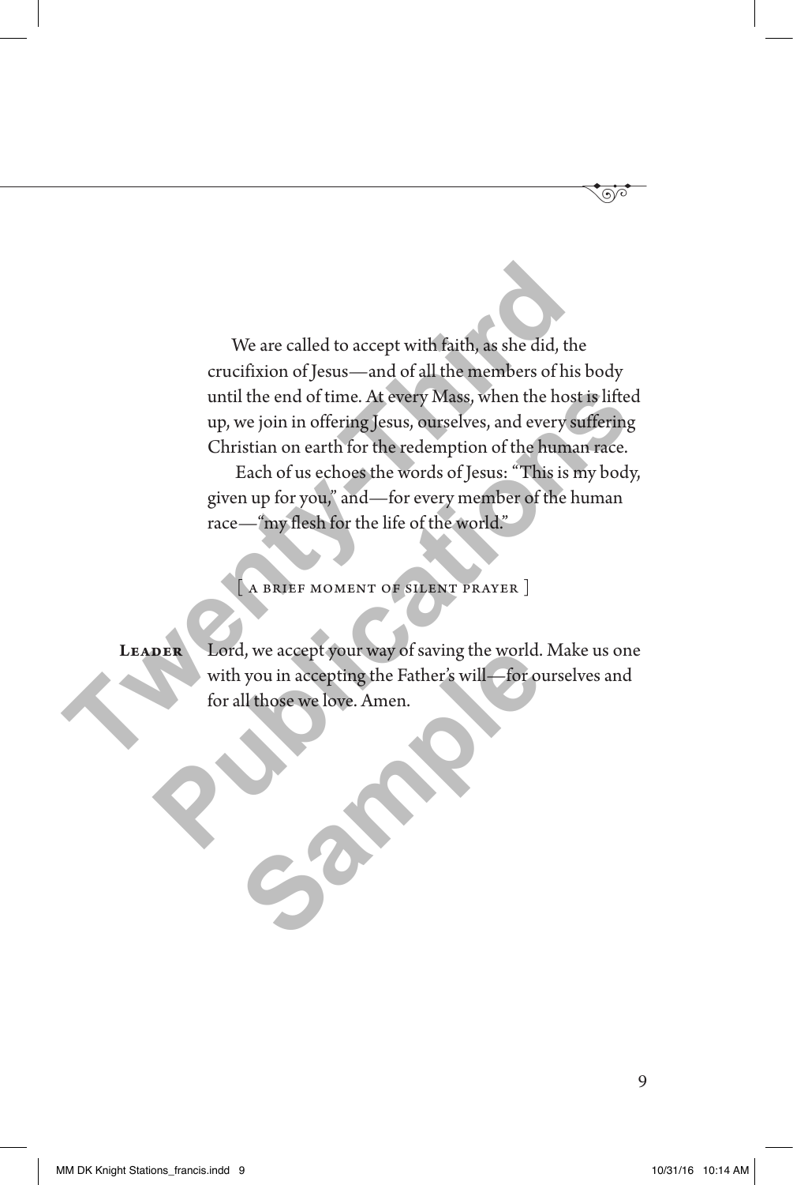We are called to accept with faith, as she did, the crucifixion of Jesus—and of all the members of his body until the end of time. At every Mass, when the host is lifted up, we join in offering Jesus, ourselves, and every suffering Christian on earth for the redemption of the human race.

Each of us echoes the words of Jesus: "This is my body, given up for you," and—for every member of the human race—"my flesh for the life of the world."

[ A BRIEF MOMENT OF SILENT PRAYER ]

**LEADER** Lord, we accept your way of saving the world. Make us one with you in accepting the Father's will—for ourselves and for all those we love. Amen.